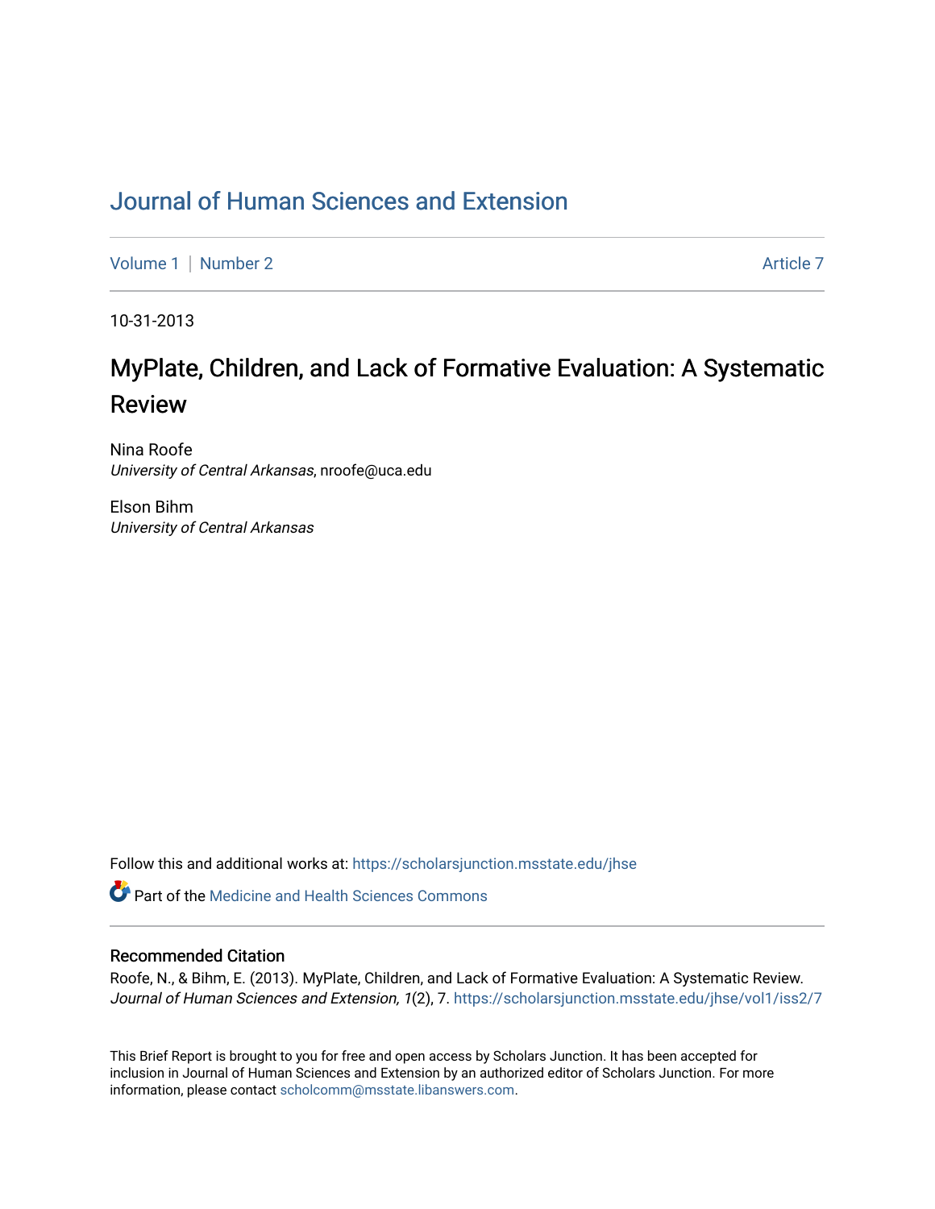# Journal of Human Sciences and Extension

Volume 1 | Number 2 | Article 7

10-31-2013

## MyPlate, Children, and Lack of Formative Evaluation: A Systematic Review

Nina Roofe
*University of Central Arkansas*, nroofe@uca.edu

Elson Bihm
*University of Central Arkansas*

Follow this and additional works at: https://scholarsjunction.msstate.edu/jhse

Part of the Medicine and Health Sciences Commons

### Recommended Citation

Roofe, N., & Bihm, E. (2013). MyPlate, Children, and Lack of Formative Evaluation: A Systematic Review. *Journal of Human Sciences and Extension, 1*(2), 7. https://scholarsjunction.msstate.edu/jhse/vol1/iss2/7

This Brief Report is brought to you for free and open access by Scholars Junction. It has been accepted for inclusion in Journal of Human Sciences and Extension by an authorized editor of Scholars Junction. For more information, please contact scholcomm@msstate.libanswers.com.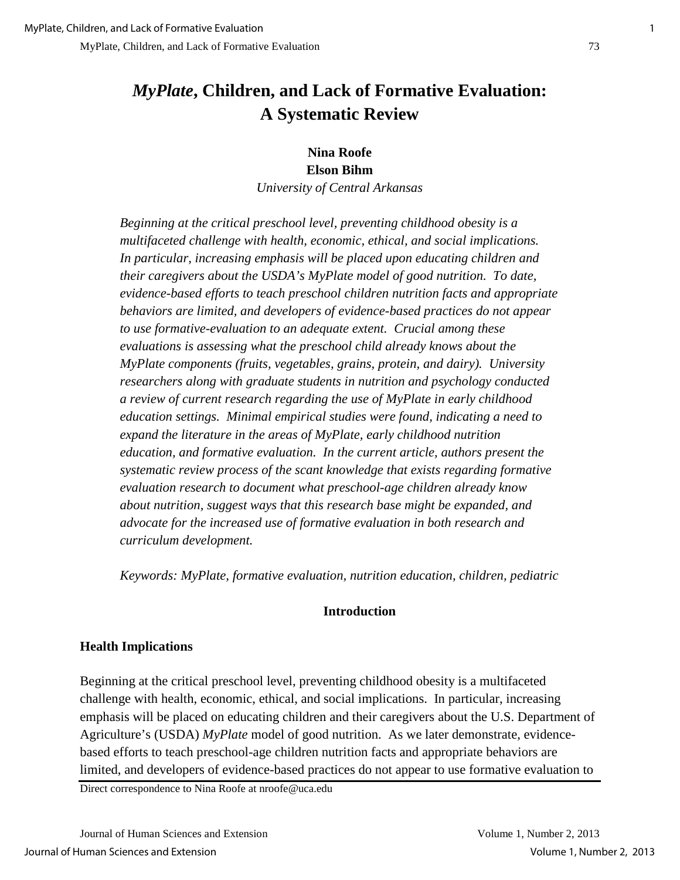# *MyPlate*, Children, and Lack of Formative Evaluation: A Systematic Review

**Nina Roofe**
**Elson Bihm**
*University of Central Arkansas*

*Beginning at the critical preschool level, preventing childhood obesity is a multifaceted challenge with health, economic, ethical, and social implications. In particular, increasing emphasis will be placed upon educating children and their caregivers about the USDA's MyPlate model of good nutrition. To date, evidence-based efforts to teach preschool children nutrition facts and appropriate behaviors are limited, and developers of evidence-based practices do not appear to use formative-evaluation to an adequate extent. Crucial among these evaluations is assessing what the preschool child already knows about the MyPlate components (fruits, vegetables, grains, protein, and dairy). University researchers along with graduate students in nutrition and psychology conducted a review of current research regarding the use of MyPlate in early childhood education settings. Minimal empirical studies were found, indicating a need to expand the literature in the areas of MyPlate, early childhood nutrition education, and formative evaluation. In the current article, authors present the systematic review process of the scant knowledge that exists regarding formative evaluation research to document what preschool-age children already know about nutrition, suggest ways that this research base might be expanded, and advocate for the increased use of formative evaluation in both research and curriculum development.*

*Keywords: MyPlate, formative evaluation, nutrition education, children, pediatric*

## Introduction

### Health Implications

Beginning at the critical preschool level, preventing childhood obesity is a multifaceted challenge with health, economic, ethical, and social implications. In particular, increasing emphasis will be placed on educating children and their caregivers about the U.S. Department of Agriculture's (USDA) *MyPlate* model of good nutrition. As we later demonstrate, evidence-based efforts to teach preschool-age children nutrition facts and appropriate behaviors are limited, and developers of evidence-based practices do not appear to use formative evaluation to

Direct correspondence to Nina Roofe at nroofe@uca.edu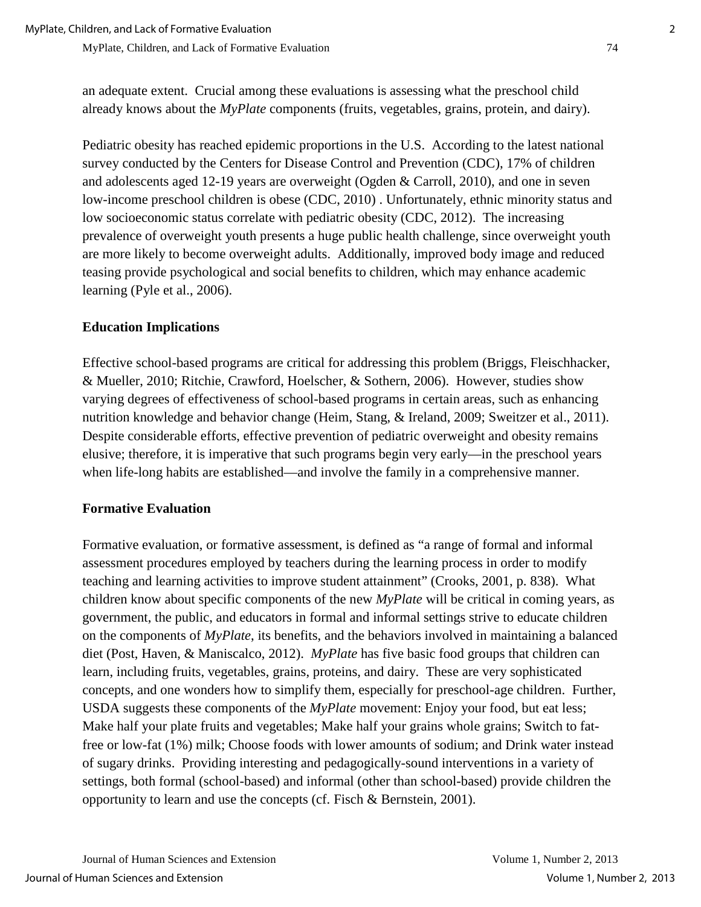an adequate extent. Crucial among these evaluations is assessing what the preschool child already knows about the *MyPlate* components (fruits, vegetables, grains, protein, and dairy).

Pediatric obesity has reached epidemic proportions in the U.S. According to the latest national survey conducted by the Centers for Disease Control and Prevention (CDC), 17% of children and adolescents aged 12-19 years are overweight (Ogden & Carroll, 2010), and one in seven low-income preschool children is obese (CDC, 2010) . Unfortunately, ethnic minority status and low socioeconomic status correlate with pediatric obesity (CDC, 2012). The increasing prevalence of overweight youth presents a huge public health challenge, since overweight youth are more likely to become overweight adults. Additionally, improved body image and reduced teasing provide psychological and social benefits to children, which may enhance academic learning (Pyle et al., 2006).

## Education Implications

Effective school-based programs are critical for addressing this problem (Briggs, Fleischhacker, & Mueller, 2010; Ritchie, Crawford, Hoelscher, & Sothern, 2006). However, studies show varying degrees of effectiveness of school-based programs in certain areas, such as enhancing nutrition knowledge and behavior change (Heim, Stang, & Ireland, 2009; Sweitzer et al., 2011). Despite considerable efforts, effective prevention of pediatric overweight and obesity remains elusive; therefore, it is imperative that such programs begin very early—in the preschool years when life-long habits are established—and involve the family in a comprehensive manner.

## Formative Evaluation

Formative evaluation, or formative assessment, is defined as "a range of formal and informal assessment procedures employed by teachers during the learning process in order to modify teaching and learning activities to improve student attainment" (Crooks, 2001, p. 838). What children know about specific components of the new *MyPlate* will be critical in coming years, as government, the public, and educators in formal and informal settings strive to educate children on the components of *MyPlate*, its benefits, and the behaviors involved in maintaining a balanced diet (Post, Haven, & Maniscalco, 2012). *MyPlate* has five basic food groups that children can learn, including fruits, vegetables, grains, proteins, and dairy. These are very sophisticated concepts, and one wonders how to simplify them, especially for preschool-age children. Further, USDA suggests these components of the *MyPlate* movement: Enjoy your food, but eat less; Make half your plate fruits and vegetables; Make half your grains whole grains; Switch to fat-free or low-fat (1%) milk; Choose foods with lower amounts of sodium; and Drink water instead of sugary drinks. Providing interesting and pedagogically-sound interventions in a variety of settings, both formal (school-based) and informal (other than school-based) provide children the opportunity to learn and use the concepts (cf. Fisch & Bernstein, 2001).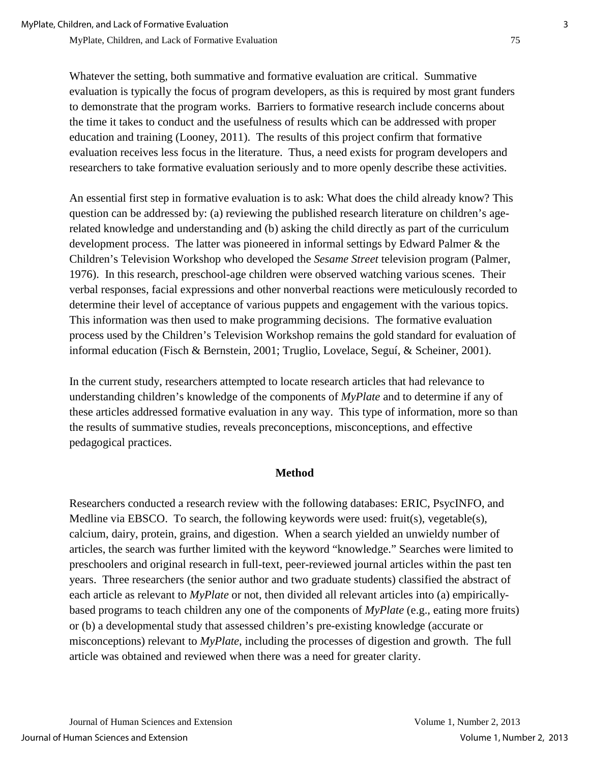Whatever the setting, both summative and formative evaluation are critical. Summative evaluation is typically the focus of program developers, as this is required by most grant funders to demonstrate that the program works. Barriers to formative research include concerns about the time it takes to conduct and the usefulness of results which can be addressed with proper education and training (Looney, 2011). The results of this project confirm that formative evaluation receives less focus in the literature. Thus, a need exists for program developers and researchers to take formative evaluation seriously and to more openly describe these activities.

An essential first step in formative evaluation is to ask: What does the child already know? This question can be addressed by: (a) reviewing the published research literature on children's age-related knowledge and understanding and (b) asking the child directly as part of the curriculum development process. The latter was pioneered in informal settings by Edward Palmer & the Children's Television Workshop who developed the *Sesame Street* television program (Palmer, 1976). In this research, preschool-age children were observed watching various scenes. Their verbal responses, facial expressions and other nonverbal reactions were meticulously recorded to determine their level of acceptance of various puppets and engagement with the various topics. This information was then used to make programming decisions. The formative evaluation process used by the Children's Television Workshop remains the gold standard for evaluation of informal education (Fisch & Bernstein, 2001; Truglio, Lovelace, Seguí, & Scheiner, 2001).

In the current study, researchers attempted to locate research articles that had relevance to understanding children's knowledge of the components of *MyPlate* and to determine if any of these articles addressed formative evaluation in any way. This type of information, more so than the results of summative studies, reveals preconceptions, misconceptions, and effective pedagogical practices.

## Method

Researchers conducted a research review with the following databases: ERIC, PsycINFO, and Medline via EBSCO. To search, the following keywords were used: fruit(s), vegetable(s), calcium, dairy, protein, grains, and digestion. When a search yielded an unwieldy number of articles, the search was further limited with the keyword "knowledge." Searches were limited to preschoolers and original research in full-text, peer-reviewed journal articles within the past ten years. Three researchers (the senior author and two graduate students) classified the abstract of each article as relevant to *MyPlate* or not, then divided all relevant articles into (a) empirically-based programs to teach children any one of the components of *MyPlate* (e.g., eating more fruits) or (b) a developmental study that assessed children's pre-existing knowledge (accurate or misconceptions) relevant to *MyPlate*, including the processes of digestion and growth. The full article was obtained and reviewed when there was a need for greater clarity.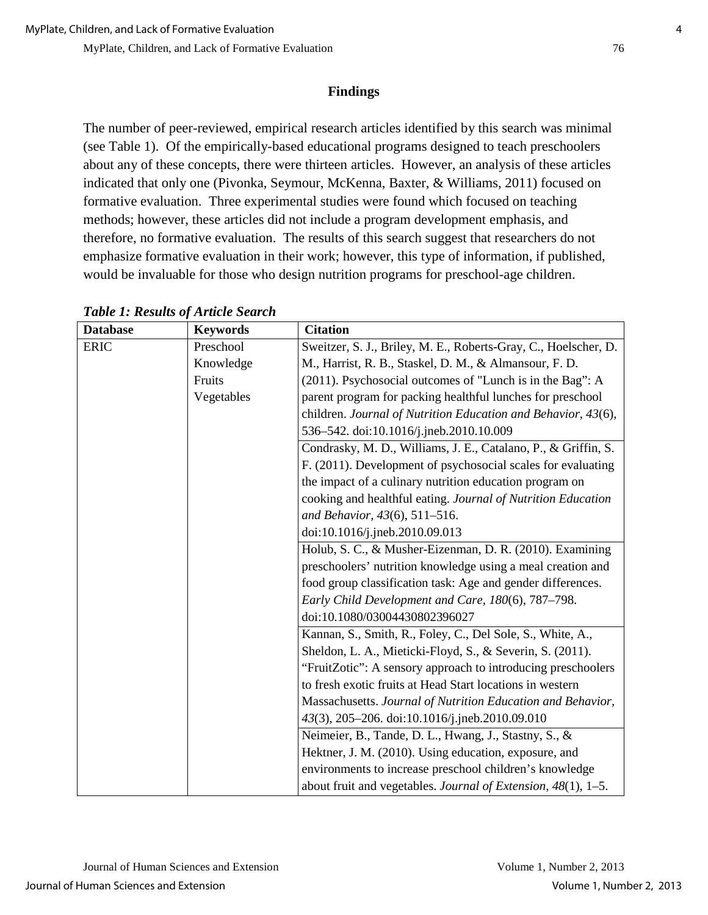## Findings

The number of peer-reviewed, empirical research articles identified by this search was minimal (see Table 1). Of the empirically-based educational programs designed to teach preschoolers about any of these concepts, there were thirteen articles. However, an analysis of these articles indicated that only one (Pivonka, Seymour, McKenna, Baxter, & Williams, 2011) focused on formative evaluation. Three experimental studies were found which focused on teaching methods; however, these articles did not include a program development emphasis, and therefore, no formative evaluation. The results of this search suggest that researchers do not emphasize formative evaluation in their work; however, this type of information, if published, would be invaluable for those who design nutrition programs for preschool-age children.

***Table 1: Results of Article Search***

| Database | Keywords | Citation |
|---|---|---|
| ERIC | Preschool<br>Knowledge<br>Fruits<br>Vegetables | Sweitzer, S. J., Briley, M. E., Roberts-Gray, C., Hoelscher, D. M., Harrist, R. B., Staskel, D. M., & Almansour, F. D. (2011). Psychosocial outcomes of "Lunch is in the Bag": A parent program for packing healthful lunches for preschool children. *Journal of Nutrition Education and Behavior*, *43*(6), 536–542. doi:10.1016/j.jneb.2010.10.009 |
| | | Condrasky, M. D., Williams, J. E., Catalano, P., & Griffin, S. F. (2011). Development of psychosocial scales for evaluating the impact of a culinary nutrition education program on cooking and healthful eating. *Journal of Nutrition Education and Behavior, 43*(6), 511–516. doi:10.1016/j.jneb.2010.09.013 |
| | | Holub, S. C., & Musher-Eizenman, D. R. (2010). Examining preschoolers' nutrition knowledge using a meal creation and food group classification task: Age and gender differences. *Early Child Development and Care, 180*(6), 787–798. doi:10.1080/03004430802396027 |
| | | Kannan, S., Smith, R., Foley, C., Del Sole, S., White, A., Sheldon, L. A., Mieticki-Floyd, S., & Severin, S. (2011). "FruitZotic": A sensory approach to introducing preschoolers to fresh exotic fruits at Head Start locations in western Massachusetts. *Journal of Nutrition Education and Behavior, 43*(3), 205–206. doi:10.1016/j.jneb.2010.09.010 |
| | | Neimeier, B., Tande, D. L., Hwang, J., Stastny, S., & Hektner, J. M. (2010). Using education, exposure, and environments to increase preschool children's knowledge about fruit and vegetables. *Journal of Extension, 48*(1), 1–5. |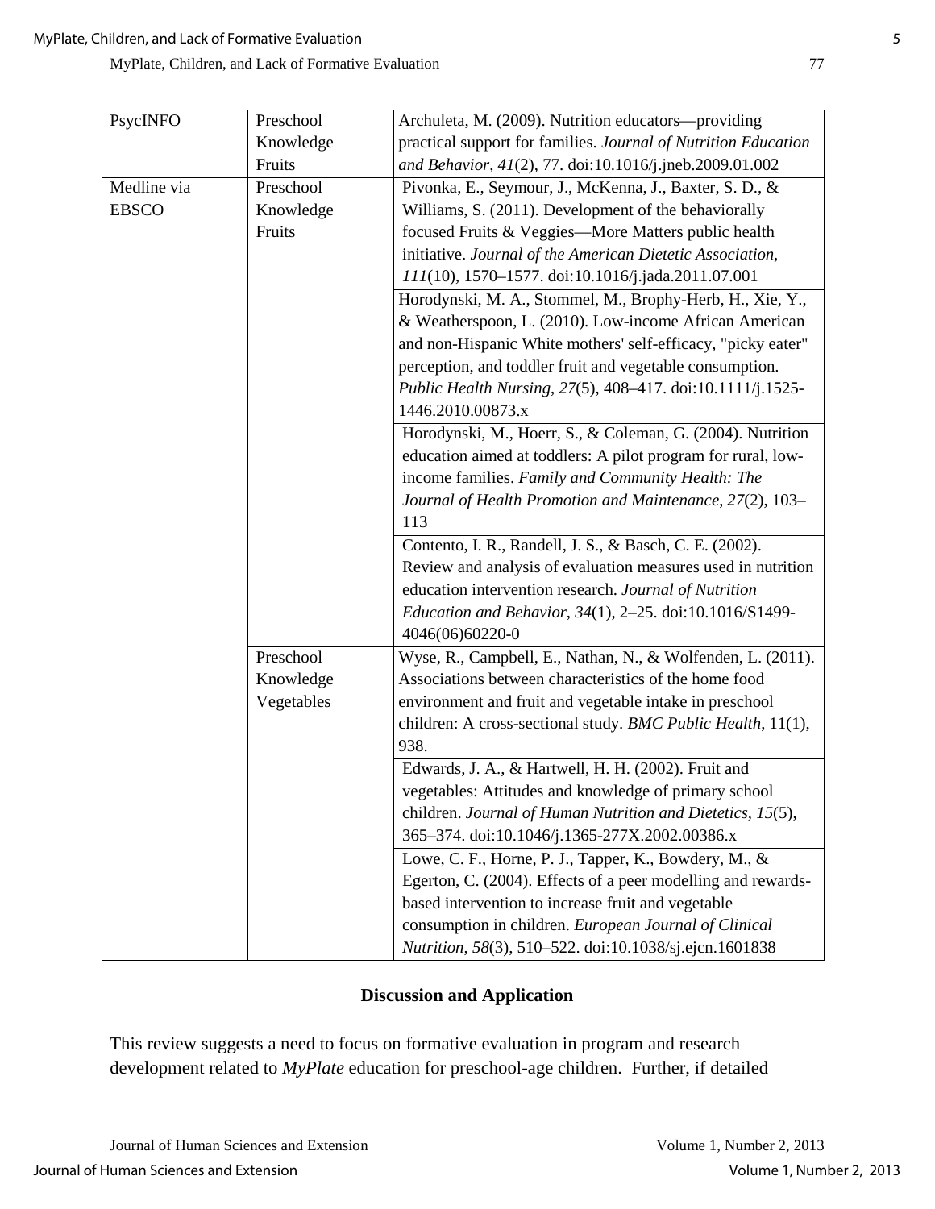| PsycINFO | Preschool Knowledge Fruits | Archuleta, M. (2009). Nutrition educators—providing practical support for families. *Journal of Nutrition Education and Behavior*, *41*(2), 77. doi:10.1016/j.jneb.2009.01.002 |
|---|---|---|
| Medline via EBSCO | Preschool Knowledge Fruits | Pivonka, E., Seymour, J., McKenna, J., Baxter, S. D., & Williams, S. (2011). Development of the behaviorally focused Fruits & Veggies—More Matters public health initiative. *Journal of the American Dietetic Association*, *111*(10), 1570–1577. doi:10.1016/j.jada.2011.07.001 |
| | | Horodynski, M. A., Stommel, M., Brophy-Herb, H., Xie, Y., & Weatherspoon, L. (2010). Low-income African American and non-Hispanic White mothers' self-efficacy, "picky eater" perception, and toddler fruit and vegetable consumption. *Public Health Nursing*, *27*(5), 408–417. doi:10.1111/j.1525-1446.2010.00873.x |
| | | Horodynski, M., Hoerr, S., & Coleman, G. (2004). Nutrition education aimed at toddlers: A pilot program for rural, low-income families. *Family and Community Health: The Journal of Health Promotion and Maintenance*, *27*(2), 103–113 |
| | | Contento, I. R., Randell, J. S., & Basch, C. E. (2002). Review and analysis of evaluation measures used in nutrition education intervention research. *Journal of Nutrition Education and Behavior*, *34*(1), 2–25. doi:10.1016/S1499-4046(06)60220-0 |
| | Preschool Knowledge Vegetables | Wyse, R., Campbell, E., Nathan, N., & Wolfenden, L. (2011). Associations between characteristics of the home food environment and fruit and vegetable intake in preschool children: A cross-sectional study. *BMC Public Health*, 11(1), 938. |
| | | Edwards, J. A., & Hartwell, H. H. (2002). Fruit and vegetables: Attitudes and knowledge of primary school children. *Journal of Human Nutrition and Dietetics*, *15*(5), 365–374. doi:10.1046/j.1365-277X.2002.00386.x |
| | | Lowe, C. F., Horne, P. J., Tapper, K., Bowdery, M., & Egerton, C. (2004). Effects of a peer modelling and rewards-based intervention to increase fruit and vegetable consumption in children. *European Journal of Clinical Nutrition*, *58*(3), 510–522. doi:10.1038/sj.ejcn.1601838 |

## Discussion and Application

This review suggests a need to focus on formative evaluation in program and research development related to *MyPlate* education for preschool-age children. Further, if detailed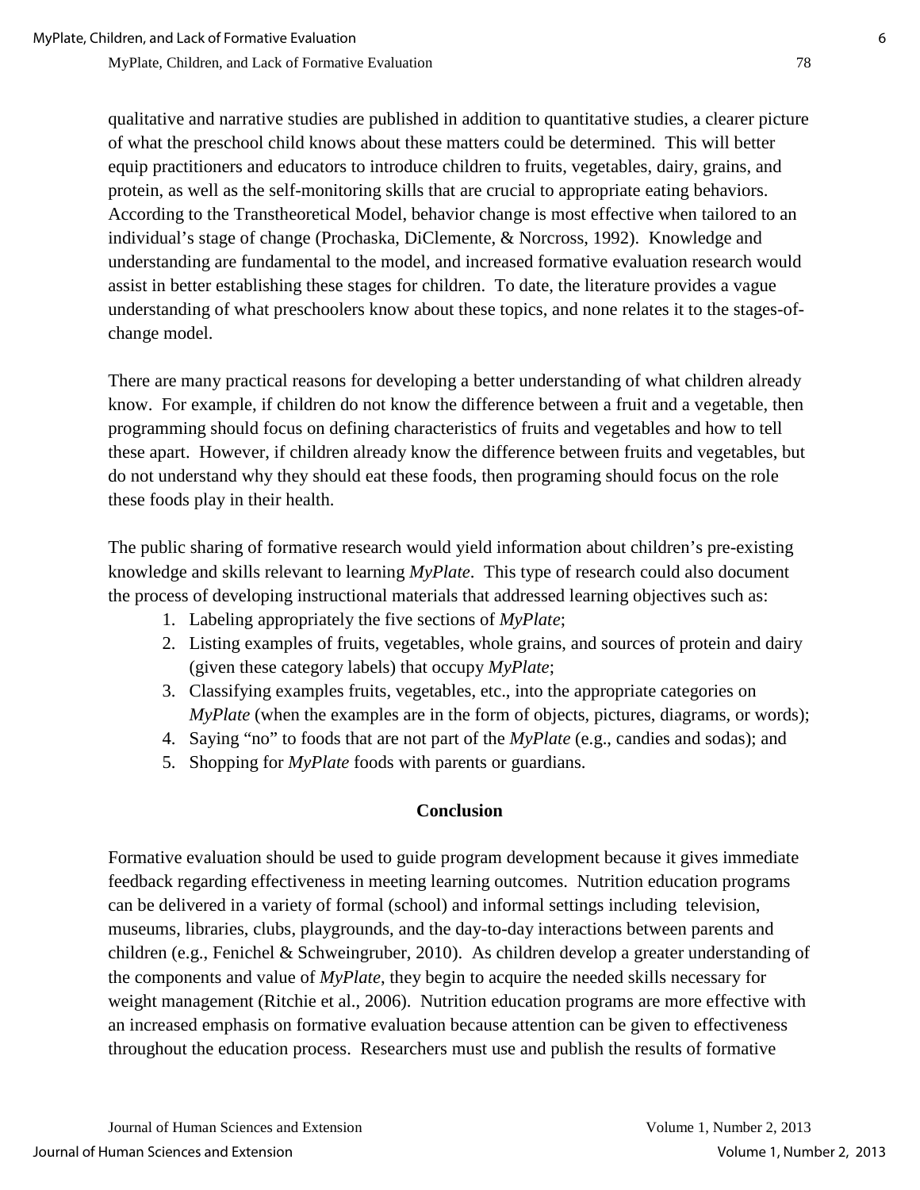qualitative and narrative studies are published in addition to quantitative studies, a clearer picture of what the preschool child knows about these matters could be determined. This will better equip practitioners and educators to introduce children to fruits, vegetables, dairy, grains, and protein, as well as the self-monitoring skills that are crucial to appropriate eating behaviors. According to the Transtheoretical Model, behavior change is most effective when tailored to an individual's stage of change (Prochaska, DiClemente, & Norcross, 1992). Knowledge and understanding are fundamental to the model, and increased formative evaluation research would assist in better establishing these stages for children. To date, the literature provides a vague understanding of what preschoolers know about these topics, and none relates it to the stages-of-change model.

There are many practical reasons for developing a better understanding of what children already know. For example, if children do not know the difference between a fruit and a vegetable, then programming should focus on defining characteristics of fruits and vegetables and how to tell these apart. However, if children already know the difference between fruits and vegetables, but do not understand why they should eat these foods, then programing should focus on the role these foods play in their health.

The public sharing of formative research would yield information about children's pre-existing knowledge and skills relevant to learning *MyPlate*. This type of research could also document the process of developing instructional materials that addressed learning objectives such as:

1. Labeling appropriately the five sections of *MyPlate*;
2. Listing examples of fruits, vegetables, whole grains, and sources of protein and dairy (given these category labels) that occupy *MyPlate*;
3. Classifying examples fruits, vegetables, etc., into the appropriate categories on *MyPlate* (when the examples are in the form of objects, pictures, diagrams, or words);
4. Saying "no" to foods that are not part of the *MyPlate* (e.g., candies and sodas); and
5. Shopping for *MyPlate* foods with parents or guardians.

## Conclusion

Formative evaluation should be used to guide program development because it gives immediate feedback regarding effectiveness in meeting learning outcomes. Nutrition education programs can be delivered in a variety of formal (school) and informal settings including television, museums, libraries, clubs, playgrounds, and the day-to-day interactions between parents and children (e.g., Fenichel & Schweingruber, 2010). As children develop a greater understanding of the components and value of *MyPlate*, they begin to acquire the needed skills necessary for weight management (Ritchie et al., 2006). Nutrition education programs are more effective with an increased emphasis on formative evaluation because attention can be given to effectiveness throughout the education process. Researchers must use and publish the results of formative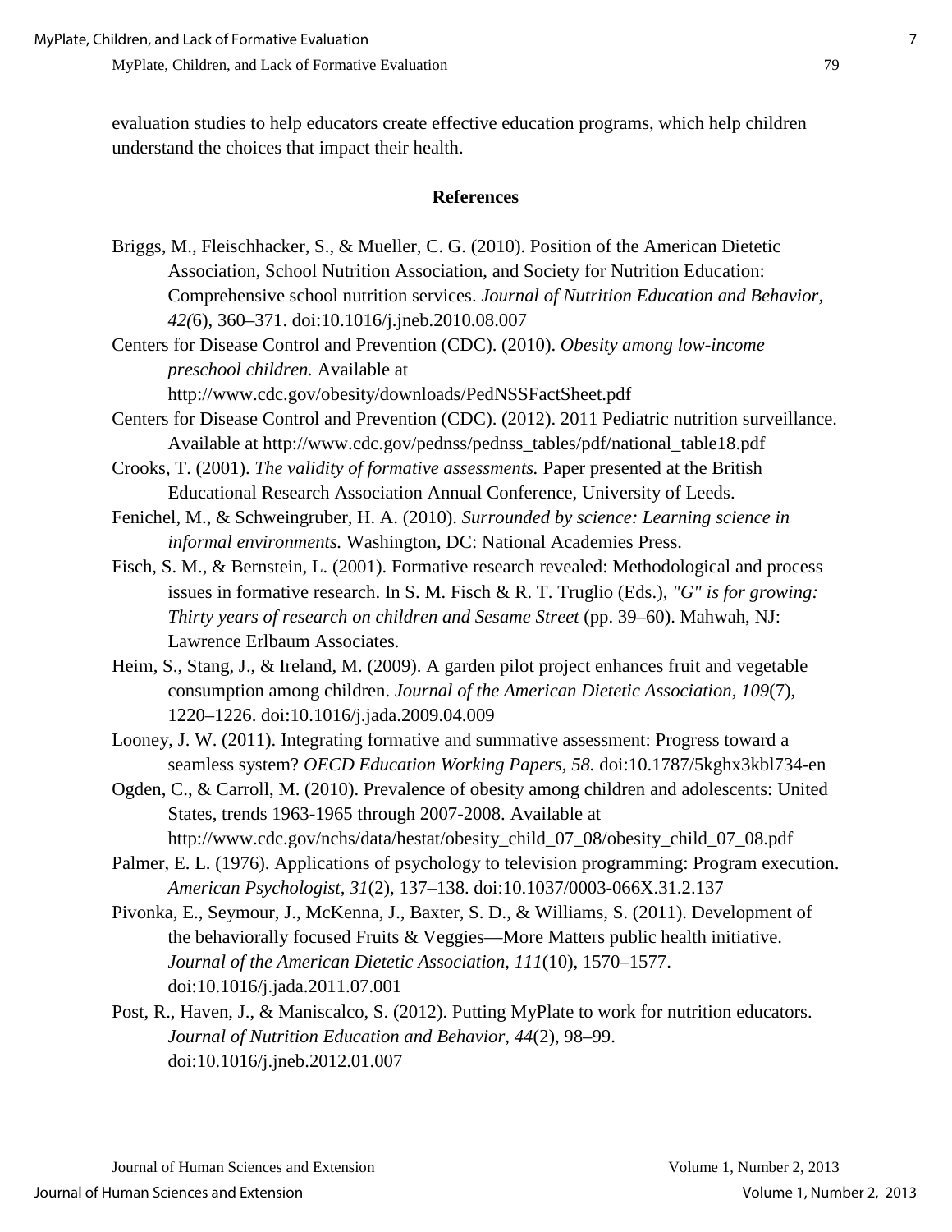evaluation studies to help educators create effective education programs, which help children understand the choices that impact their health.

## References

Briggs, M., Fleischhacker, S., & Mueller, C. G. (2010). Position of the American Dietetic Association, School Nutrition Association, and Society for Nutrition Education: Comprehensive school nutrition services. *Journal of Nutrition Education and Behavior, 42(*6), 360–371. doi:10.1016/j.jneb.2010.08.007

Centers for Disease Control and Prevention (CDC). (2010). *Obesity among low-income preschool children.* Available at http://www.cdc.gov/obesity/downloads/PedNSSFactSheet.pdf

Centers for Disease Control and Prevention (CDC). (2012). 2011 Pediatric nutrition surveillance. Available at http://www.cdc.gov/pednss/pednss_tables/pdf/national_table18.pdf

Crooks, T. (2001). *The validity of formative assessments.* Paper presented at the British Educational Research Association Annual Conference, University of Leeds.

Fenichel, M., & Schweingruber, H. A. (2010). *Surrounded by science: Learning science in informal environments.* Washington, DC: National Academies Press.

Fisch, S. M., & Bernstein, L. (2001). Formative research revealed: Methodological and process issues in formative research. In S. M. Fisch & R. T. Truglio (Eds.), *"G" is for growing: Thirty years of research on children and Sesame Street* (pp. 39–60). Mahwah, NJ: Lawrence Erlbaum Associates.

Heim, S., Stang, J., & Ireland, M. (2009). A garden pilot project enhances fruit and vegetable consumption among children. *Journal of the American Dietetic Association, 109*(7), 1220–1226. doi:10.1016/j.jada.2009.04.009

Looney, J. W. (2011). Integrating formative and summative assessment: Progress toward a seamless system? *OECD Education Working Papers, 58.* doi:10.1787/5kghx3kbl734-en

Ogden, C., & Carroll, M. (2010). Prevalence of obesity among children and adolescents: United States, trends 1963-1965 through 2007-2008. Available at http://www.cdc.gov/nchs/data/hestat/obesity_child_07_08/obesity_child_07_08.pdf

Palmer, E. L. (1976). Applications of psychology to television programming: Program execution. *American Psychologist*, *31*(2), 137–138. doi:10.1037/0003-066X.31.2.137

Pivonka, E., Seymour, J., McKenna, J., Baxter, S. D., & Williams, S. (2011). Development of the behaviorally focused Fruits & Veggies—More Matters public health initiative. *Journal of the American Dietetic Association, 111*(10), 1570–1577. doi:10.1016/j.jada.2011.07.001

Post, R., Haven, J., & Maniscalco, S. (2012). Putting MyPlate to work for nutrition educators. *Journal of Nutrition Education and Behavior*, *44*(2), 98–99. doi:10.1016/j.jneb.2012.01.007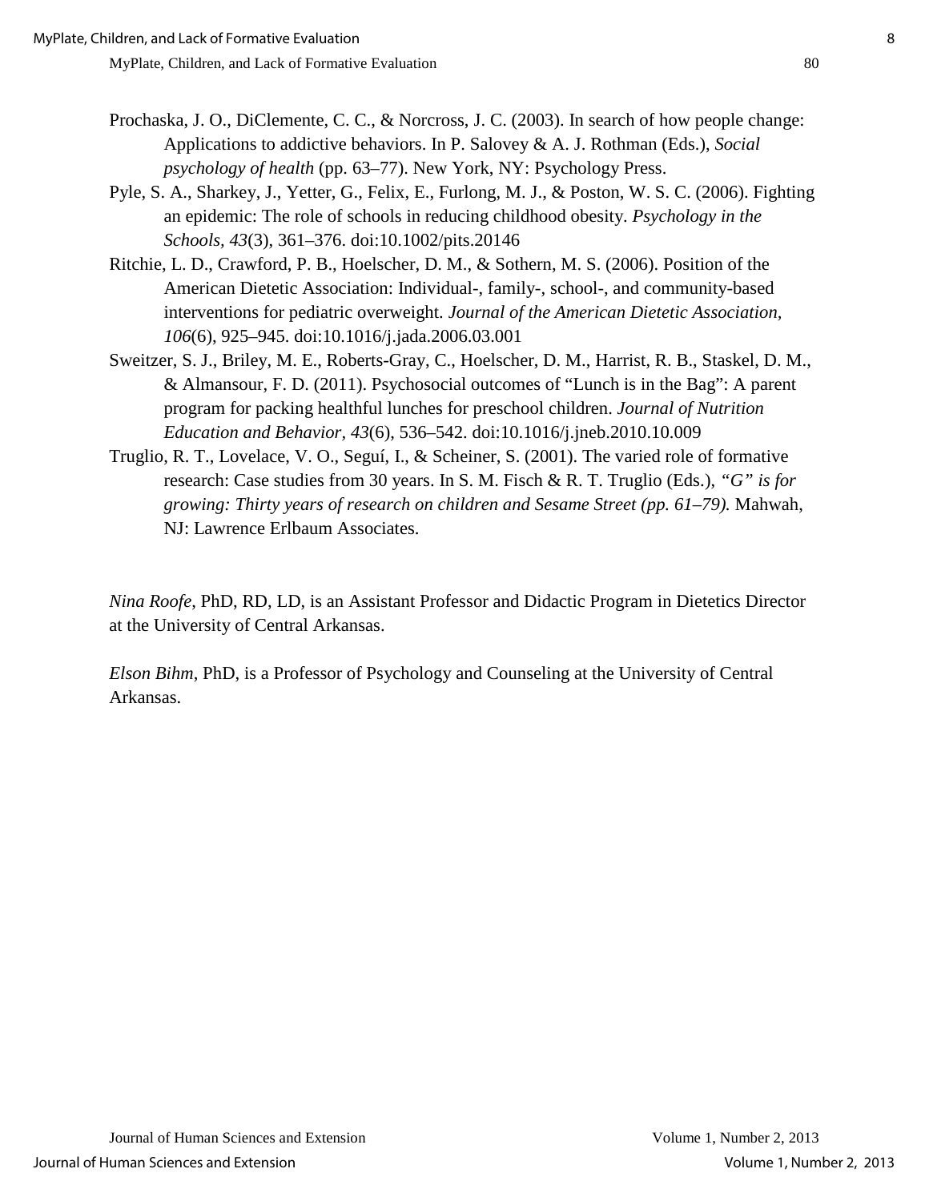Prochaska, J. O., DiClemente, C. C., & Norcross, J. C. (2003). In search of how people change: Applications to addictive behaviors. In P. Salovey & A. J. Rothman (Eds.), *Social psychology of health* (pp. 63–77). New York, NY: Psychology Press.

Pyle, S. A., Sharkey, J., Yetter, G., Felix, E., Furlong, M. J., & Poston, W. S. C. (2006). Fighting an epidemic: The role of schools in reducing childhood obesity. *Psychology in the Schools*, *43*(3), 361–376. doi:10.1002/pits.20146

Ritchie, L. D., Crawford, P. B., Hoelscher, D. M., & Sothern, M. S. (2006). Position of the American Dietetic Association: Individual-, family-, school-, and community-based interventions for pediatric overweight. *Journal of the American Dietetic Association, 106*(6), 925–945. doi:10.1016/j.jada.2006.03.001

Sweitzer, S. J., Briley, M. E., Roberts-Gray, C., Hoelscher, D. M., Harrist, R. B., Staskel, D. M., & Almansour, F. D. (2011). Psychosocial outcomes of "Lunch is in the Bag": A parent program for packing healthful lunches for preschool children. *Journal of Nutrition Education and Behavior, 43*(6), 536–542. doi:10.1016/j.jneb.2010.10.009

Truglio, R. T., Lovelace, V. O., Seguí, I., & Scheiner, S. (2001). The varied role of formative research: Case studies from 30 years. In S. M. Fisch & R. T. Truglio (Eds.), *"G" is for growing: Thirty years of research on children and Sesame Street (pp. 61–79).* Mahwah, NJ: Lawrence Erlbaum Associates.

*Nina Roofe*, PhD, RD, LD, is an Assistant Professor and Didactic Program in Dietetics Director at the University of Central Arkansas.

*Elson Bihm*, PhD, is a Professor of Psychology and Counseling at the University of Central Arkansas.